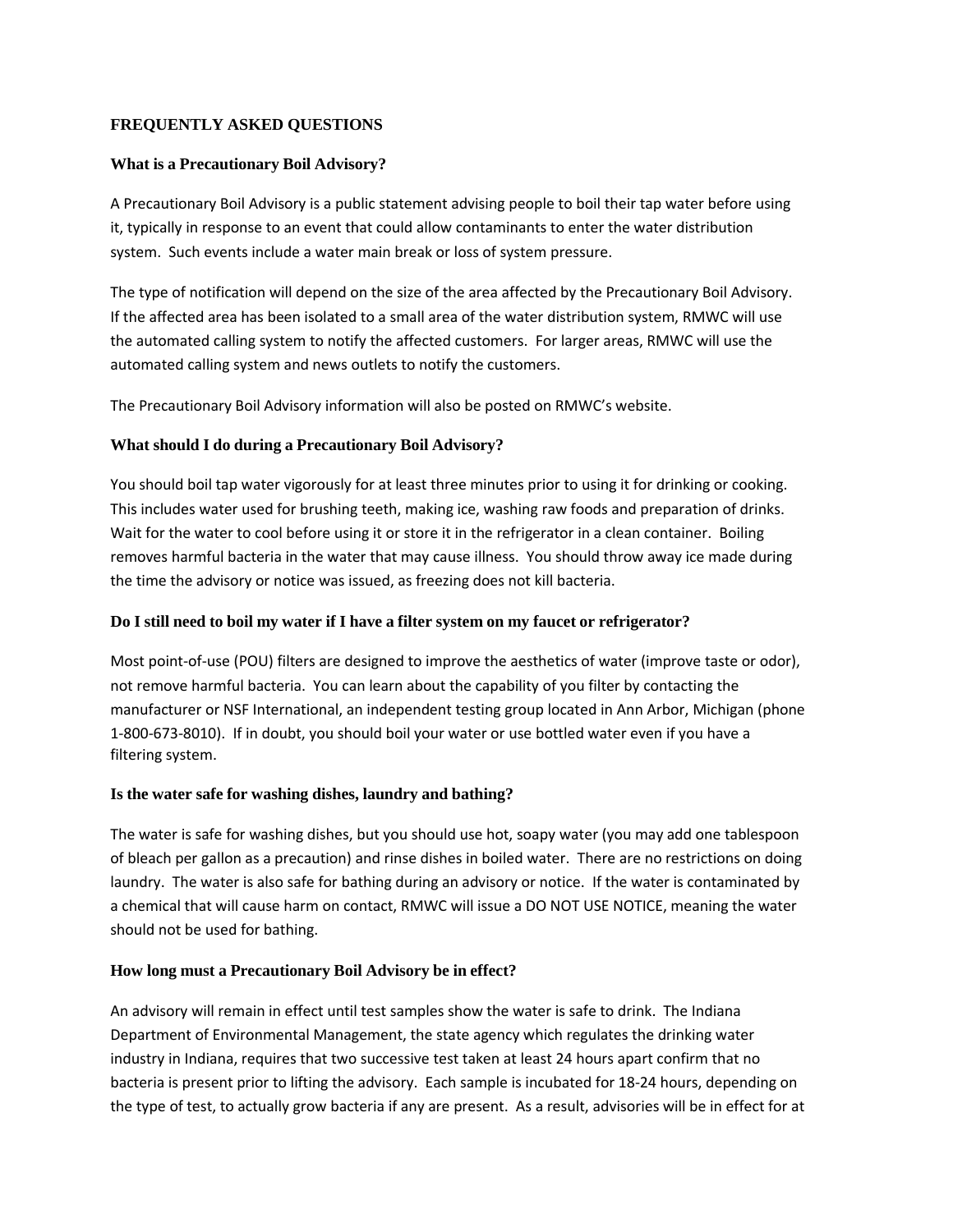## FREQUENTLY ASKED QUESTIONS

### What is a Precautionary Boil Advisory?

A Precautionary Boil Advisory is a public statement advising people to boil their tap water before using it, typically in response to an event that could allow contaminants to enter the water distribution system. Such events include a water main break or loss of system pressure.

The type of notification will depend on the size of the area affected by the Precautionary Boil Advisory. If the affected area has been isolated to a small area of the water distribution system, RMWC will use the automated calling system to notify the affected customers. For larger areas, RMWC will use the automated calling system and news outlets to notify the customers.

The Precautionary Boil Advisory information will also be posted on RMWC's website.

### What should I do during a Precautionary Boil Advisory?

You should boil tap water vigorously for at least three minutes prior to using it for drinking or cooking. This includes water used for brushing teeth, making ice, washing raw foods and preparation of drinks. Wait for the water to cool before using it or store it in the refrigerator in a clean container. Boiling removes harmful bacteria in the water that may cause illness. You should throw away ice made during the time the advisory or notice was issued, as freezing does not kill bacteria.

### Do I still need to boil my water if I have a filter system on my faucet or refrigerator?

Most point-of-use (POU) filters are designed to improve the aesthetics of water (improve taste or odor), not remove harmful bacteria. You can learn about the capability of you filter by contacting the manufacturer or NSF International, an independent testing group located in Ann Arbor, Michigan (phone 1-800-673-8010). If in doubt, you should boil your water or use bottled water even if you have a filtering system.

### Is the water safe for washing dishes, laundry and bathing?

The water is safe for washing dishes, but you should use hot, soapy water (you may add one tablespoon of bleach per gallon as a precaution) and rinse dishes in boiled water. There are no restrictions on doing laundry. The water is also safe for bathing during an advisory or notice. If the water is contaminated by a chemical that will cause harm on contact, RMWC will issue a DO NOT USE NOTICE, meaning the water should not be used for bathing.

### How long must a Precautionary Boil Advisory be in effect?

An advisory will remain in effect until test samples show the water is safe to drink. The Indiana Department of Environmental Management, the state agency which regulates the drinking water industry in Indiana, requires that two successive test taken at least 24 hours apart confirm that no bacteria is present prior to lifting the advisory. Each sample is incubated for 18-24 hours, depending on the type of test, to actually grow bacteria if any are present. As a result, advisories will be in effect for at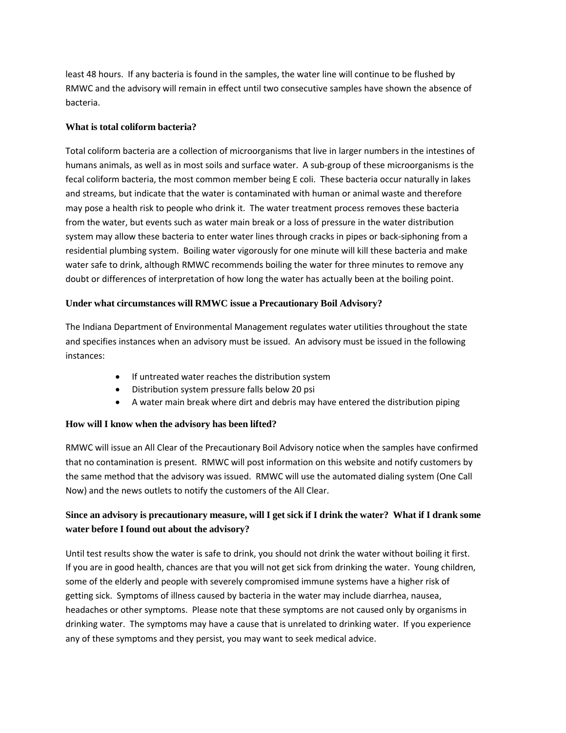least 48 hours. If any bacteria is found in the samples, the water line will continue to be flushed by RMWC and the advisory will remain in effect until two consecutive samples have shown the absence of bacteria.

### What is total coliform bacteria?

Total coliform bacteria are a collection of microorganisms that live in larger numbers in the intestines of humans animals, as well as in most soils and surface water. A sub-group of these microorganisms is the fecal coliform bacteria, the most common member being E coli. These bacteria occur naturally in lakes and streams, but indicate that the water is contaminated with human or animal waste and therefore may pose a health risk to people who drink it. The water treatment process removes these bacteria from the water, but events such as water main break or a loss of pressure in the water distribution system may allow these bacteria to enter water lines through cracks in pipes or back-siphoning from a residential plumbing system. Boiling water vigorously for one minute will kill these bacteria and make water safe to drink, although RMWC recommends boiling the water for three minutes to remove any doubt or differences of interpretation of how long the water has actually been at the boiling point.

### Under what circumstances will RMWC issue a Precautionary Boil Advisory?

The Indiana Department of Environmental Management regulates water utilities throughout the state and specifies instances when an advisory must be issued. An advisory must be issued in the following instances:

- If untreated water reaches the distribution system
- Distribution system pressure falls below 20 psi
- A water main break where dirt and debris may have entered the distribution piping

### How will I know when the advisory has been lifted?

RMWC will issue an All Clear of the Precautionary Boil Advisory notice when the samples have confirmed that no contamination is present. RMWC will post information on this website and notify customers by the same method that the advisory was issued. RMWC will use the automated dialing system (One Call Now) and the news outlets to notify the customers of the All Clear.

### Since an advisory is precautionary measure, will I get sick if I drink the water? What if I drank some water before I found out about the advisory?

Until test results show the water is safe to drink, you should not drink the water without boiling it first. If you are in good health, chances are that you will not get sick from drinking the water. Young children, some of the elderly and people with severely compromised immune systems have a higher risk of getting sick. Symptoms of illness caused by bacteria in the water may include diarrhea, nausea, headaches or other symptoms. Please note that these symptoms are not caused only by organisms in drinking water. The symptoms may have a cause that is unrelated to drinking water. If you experience any of these symptoms and they persist, you may want to seek medical advice.